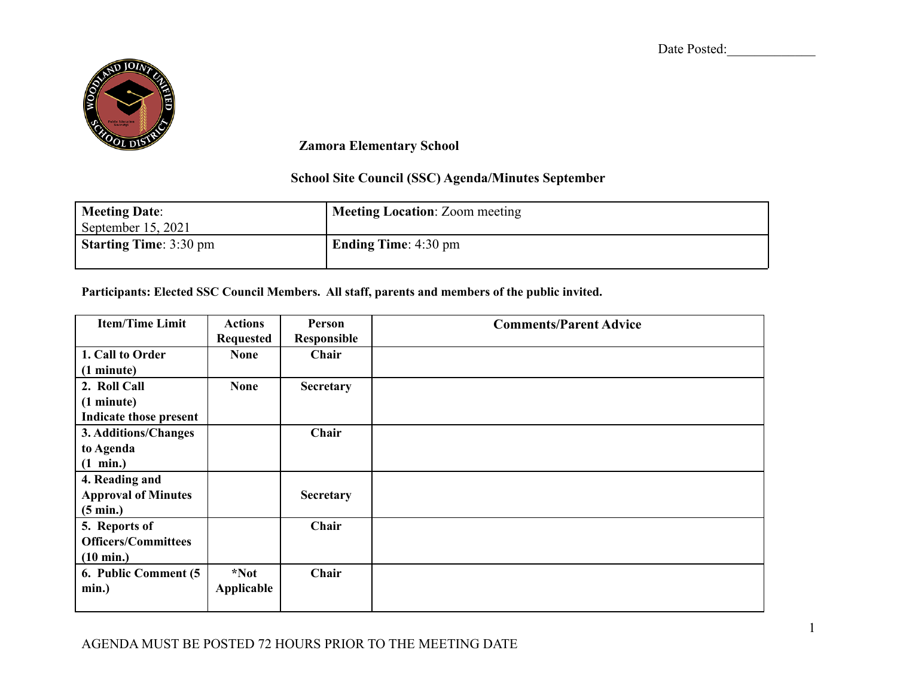Date Posted:_____________

**Zamora Elementary School**

**School Site Council (SSC) Agenda/Minutes September**

| **Meeting Date**: September 15, 2021 | **Meeting Location**: Zoom meeting |
|---|---|
| **Starting Time**: 3:30 pm | **Ending Time**: 4:30 pm |

**Participants: Elected SSC Council Members. All staff, parents and members of the public invited.**

| Item/Time Limit | Actions Requested | Person Responsible | Comments/Parent Advice |
|---|---|---|---|
| **1. Call to Order (1 minute)** | **None** | **Chair** | |
| **2. Roll Call (1 minute) Indicate those present** | **None** | **Secretary** | |
| **3. Additions/Changes to Agenda (1 min.)** | | **Chair** | |
| **4. Reading and Approval of Minutes (5 min.)** | | **Secretary** | |
| **5. Reports of Officers/Committees (10 min.)** | | **Chair** | |
| **6. Public Comment (5 min.)** | ***Not Applicable** | **Chair** | |

AGENDA MUST BE POSTED 72 HOURS PRIOR TO THE MEETING DATE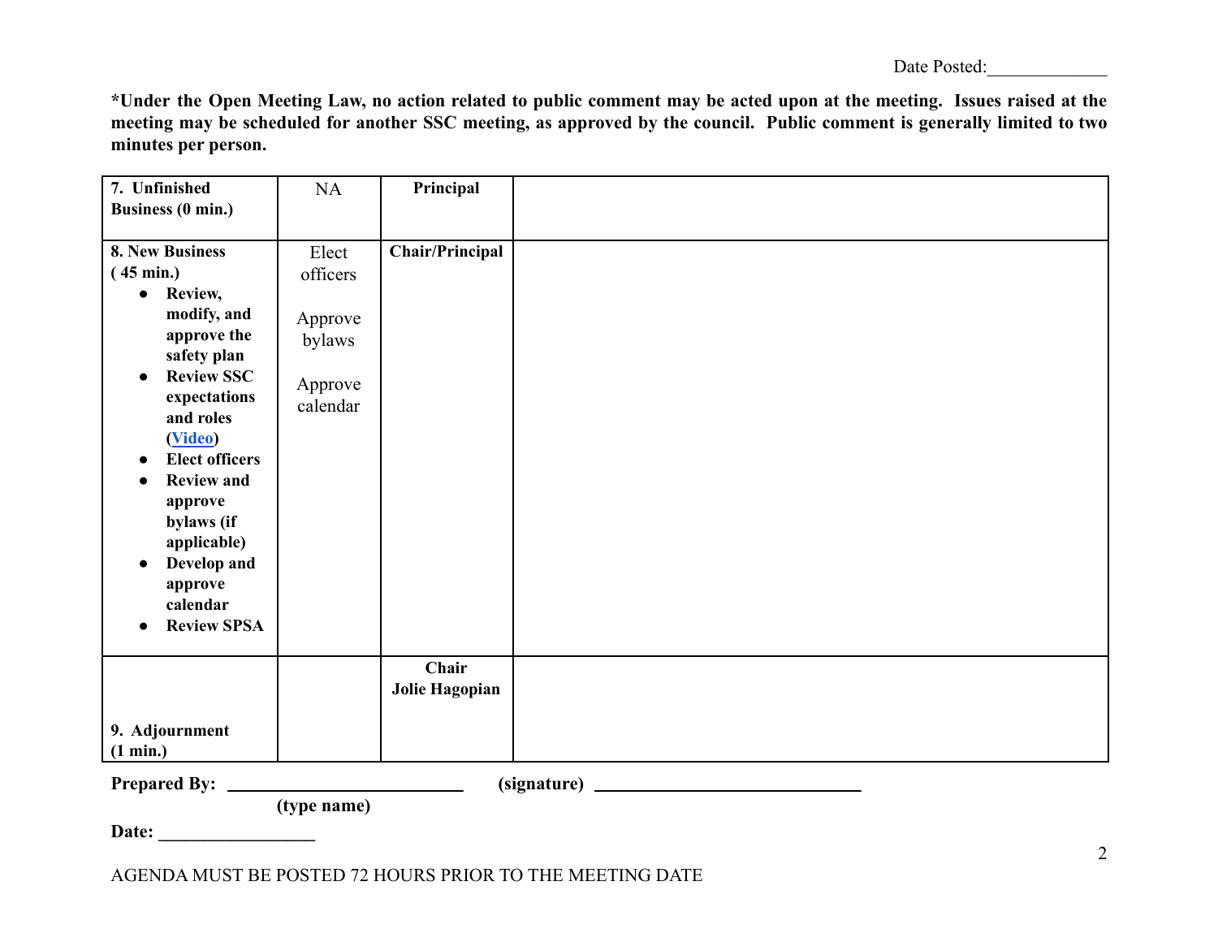Date Posted:_____________

**\*Under the Open Meeting Law, no action related to public comment may be acted upon at the meeting. Issues raised at the meeting may be scheduled for another SSC meeting, as approved by the council. Public comment is generally limited to two minutes per person.**

| | | | |
|---|---|---|---|
| **7. Unfinished Business (0 min.)** | NA | **Principal** | |
| **8. New Business ( 45 min.)**<br>• **Review, modify, and approve the safety plan**<br>• **Review SSC expectations and roles ([Video])**<br>• **Elect officers**<br>• **Review and approve bylaws (if applicable)**<br>• **Develop and approve calendar**<br>• **Review SPSA** | Elect officers<br><br>Approve bylaws<br><br>Approve calendar | **Chair/Principal** | |
| **9. Adjournment (1 min.)** | | **Chair**<br>**Jolie Hagopian** | |

**Prepared By:** _________________________ **(signature)** ____________________________
**(type name)**

**Date:** ________________

AGENDA MUST BE POSTED 72 HOURS PRIOR TO THE MEETING DATE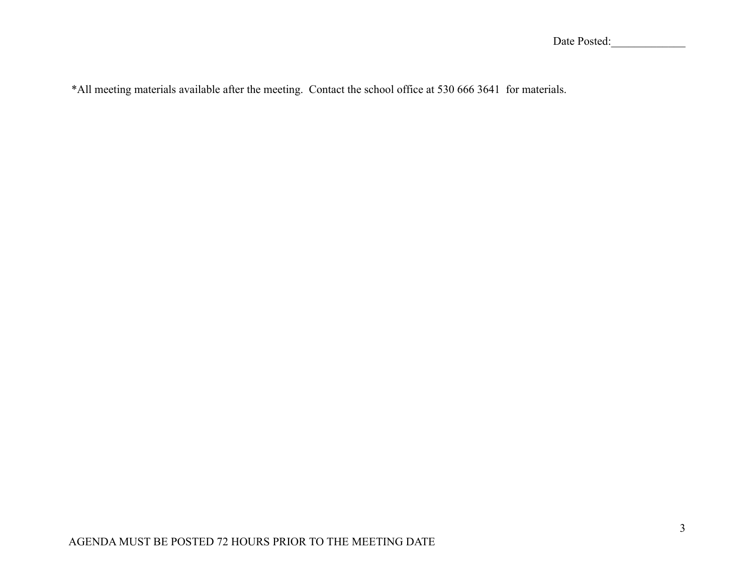Date Posted:_____________

*All meeting materials available after the meeting.  Contact the school office at 530 666 3641  for materials.

AGENDA MUST BE POSTED 72 HOURS PRIOR TO THE MEETING DATE